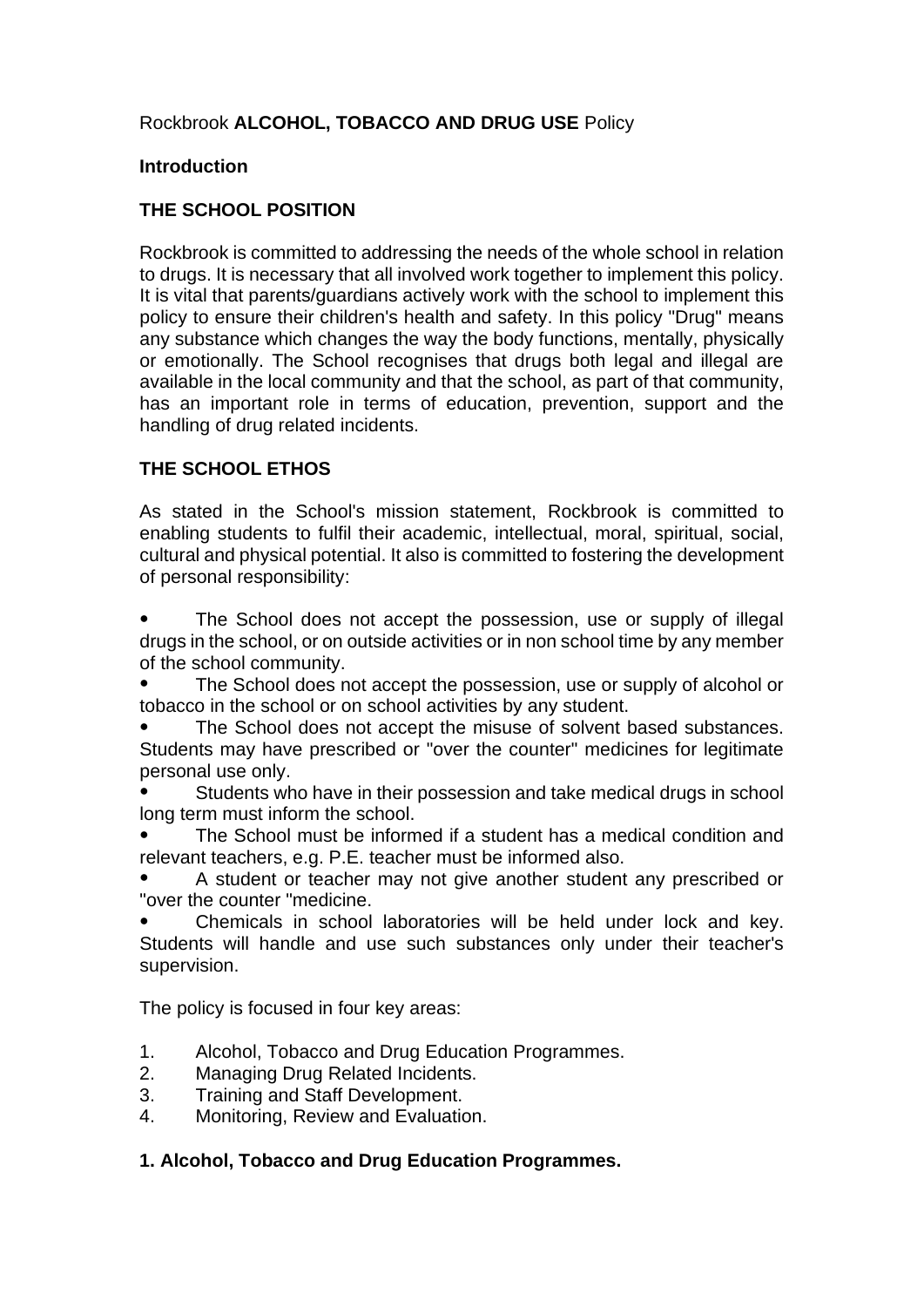Rockbrook **ALCOHOL, TOBACCO AND DRUG USE** Policy

**Introduction**

**THE SCHOOL POSITION**

Rockbrook is committed to addressing the needs of the whole school in relation to drugs. It is necessary that all involved work together to implement this policy. It is vital that parents/guardians actively work with the school to implement this policy to ensure their children's health and safety. In this policy "Drug" means any substance which changes the way the body functions, mentally, physically or emotionally. The School recognises that drugs both legal and illegal are available in the local community and that the school, as part of that community, has an important role in terms of education, prevention, support and the handling of drug related incidents.

**THE SCHOOL ETHOS**

As stated in the School's mission statement, Rockbrook is committed to enabling students to fulfil their academic, intellectual, moral, spiritual, social, cultural and physical potential. It also is committed to fostering the development of personal responsibility:

- The School does not accept the possession, use or supply of illegal drugs in the school, or on outside activities or in non school time by any member of the school community.
- The School does not accept the possession, use or supply of alcohol or tobacco in the school or on school activities by any student.
- The School does not accept the misuse of solvent based substances. Students may have prescribed or "over the counter" medicines for legitimate personal use only.
- Students who have in their possession and take medical drugs in school long term must inform the school.
- The School must be informed if a student has a medical condition and relevant teachers, e.g. P.E. teacher must be informed also.
- A student or teacher may not give another student any prescribed or "over the counter "medicine.
- Chemicals in school laboratories will be held under lock and key. Students will handle and use such substances only under their teacher's supervision.

The policy is focused in four key areas:

1. Alcohol, Tobacco and Drug Education Programmes.
2. Managing Drug Related Incidents.
3. Training and Staff Development.
4. Monitoring, Review and Evaluation.

**1. Alcohol, Tobacco and Drug Education Programmes.**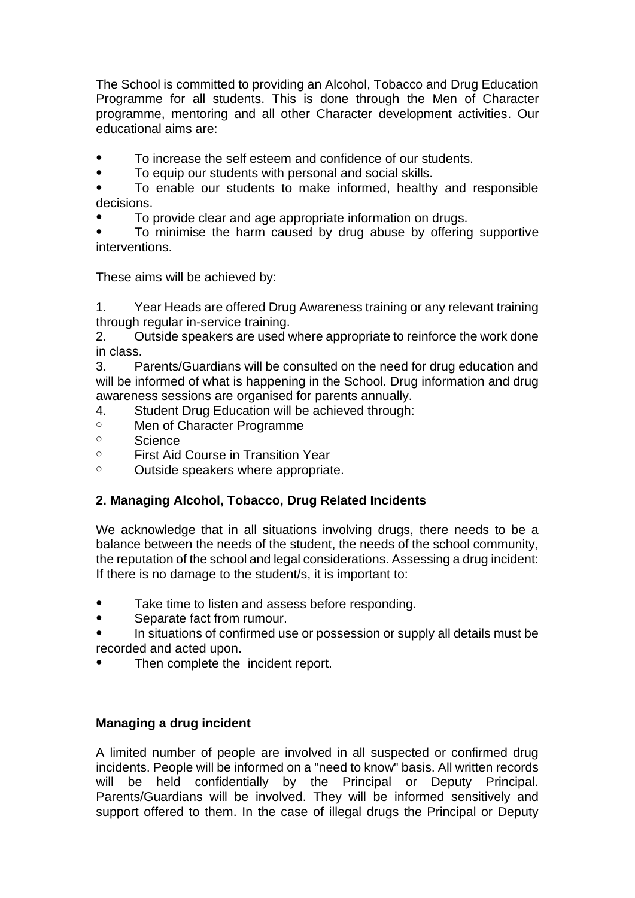The School is committed to providing an Alcohol, Tobacco and Drug Education Programme for all students. This is done through the Men of Character programme, mentoring and all other Character development activities. Our educational aims are:

- To increase the self esteem and confidence of our students.
- To equip our students with personal and social skills.
- To enable our students to make informed, healthy and responsible decisions.
- To provide clear and age appropriate information on drugs.
- To minimise the harm caused by drug abuse by offering supportive interventions.

These aims will be achieved by:

1. Year Heads are offered Drug Awareness training or any relevant training through regular in-service training.
2. Outside speakers are used where appropriate to reinforce the work done in class.
3. Parents/Guardians will be consulted on the need for drug education and will be informed of what is happening in the School. Drug information and drug awareness sessions are organised for parents annually.
4. Student Drug Education will be achieved through:
   - Men of Character Programme
   - Science
   - First Aid Course in Transition Year
   - Outside speakers where appropriate.

## 2. Managing Alcohol, Tobacco, Drug Related Incidents

We acknowledge that in all situations involving drugs, there needs to be a balance between the needs of the student, the needs of the school community, the reputation of the school and legal considerations. Assessing a drug incident: If there is no damage to the student/s, it is important to:

- Take time to listen and assess before responding.
- Separate fact from rumour.
- In situations of confirmed use or possession or supply all details must be recorded and acted upon.
- Then complete the incident report.

### Managing a drug incident

A limited number of people are involved in all suspected or confirmed drug incidents. People will be informed on a "need to know" basis. All written records will be held confidentially by the Principal or Deputy Principal. Parents/Guardians will be involved. They will be informed sensitively and support offered to them. In the case of illegal drugs the Principal or Deputy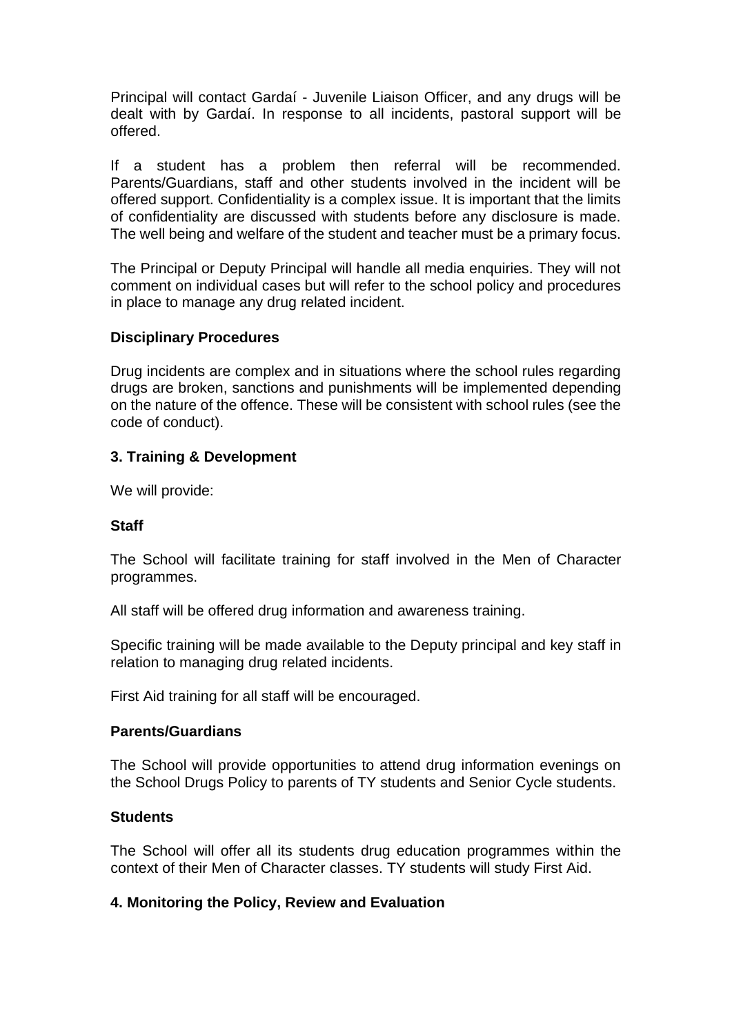Principal will contact Gardaí - Juvenile Liaison Officer, and any drugs will be dealt with by Gardaí. In response to all incidents, pastoral support will be offered.

If a student has a problem then referral will be recommended. Parents/Guardians, staff and other students involved in the incident will be offered support. Confidentiality is a complex issue. It is important that the limits of confidentiality are discussed with students before any disclosure is made. The well being and welfare of the student and teacher must be a primary focus.

The Principal or Deputy Principal will handle all media enquiries. They will not comment on individual cases but will refer to the school policy and procedures in place to manage any drug related incident.

**Disciplinary Procedures**

Drug incidents are complex and in situations where the school rules regarding drugs are broken, sanctions and punishments will be implemented depending on the nature of the offence. These will be consistent with school rules (see the code of conduct).

## 3. Training & Development

We will provide:

**Staff**

The School will facilitate training for staff involved in the Men of Character programmes.

All staff will be offered drug information and awareness training.

Specific training will be made available to the Deputy principal and key staff in relation to managing drug related incidents.

First Aid training for all staff will be encouraged.

**Parents/Guardians**

The School will provide opportunities to attend drug information evenings on the School Drugs Policy to parents of TY students and Senior Cycle students.

**Students**

The School will offer all its students drug education programmes within the context of their Men of Character classes. TY students will study First Aid.

## 4. Monitoring the Policy, Review and Evaluation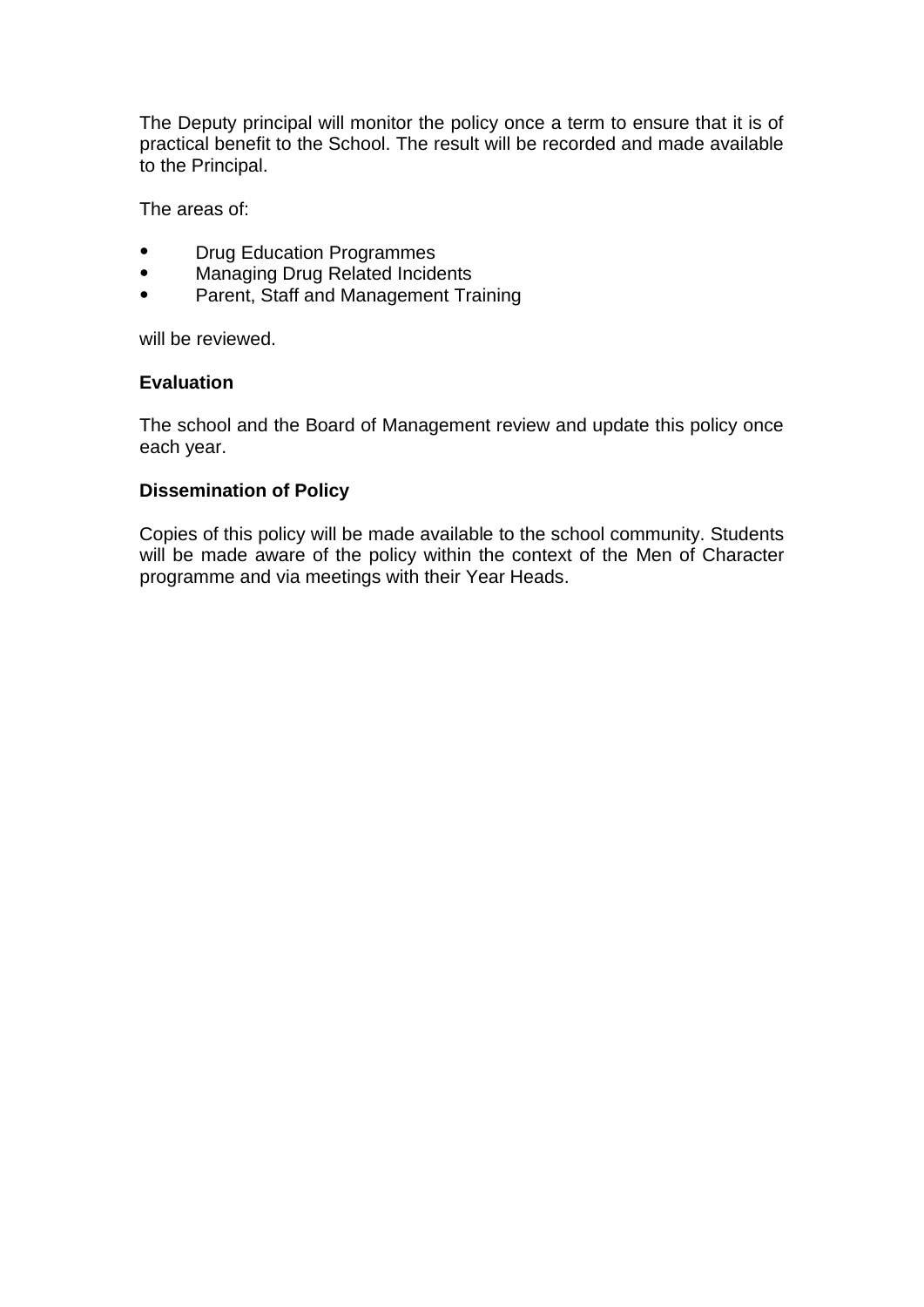The Deputy principal will monitor the policy once a term to ensure that it is of practical benefit to the School. The result will be recorded and made available to the Principal.

The areas of:

- Drug Education Programmes
- Managing Drug Related Incidents
- Parent, Staff and Management Training

will be reviewed.

**Evaluation**

The school and the Board of Management review and update this policy once each year.

**Dissemination of Policy**

Copies of this policy will be made available to the school community. Students will be made aware of the policy within the context of the Men of Character programme and via meetings with their Year Heads.